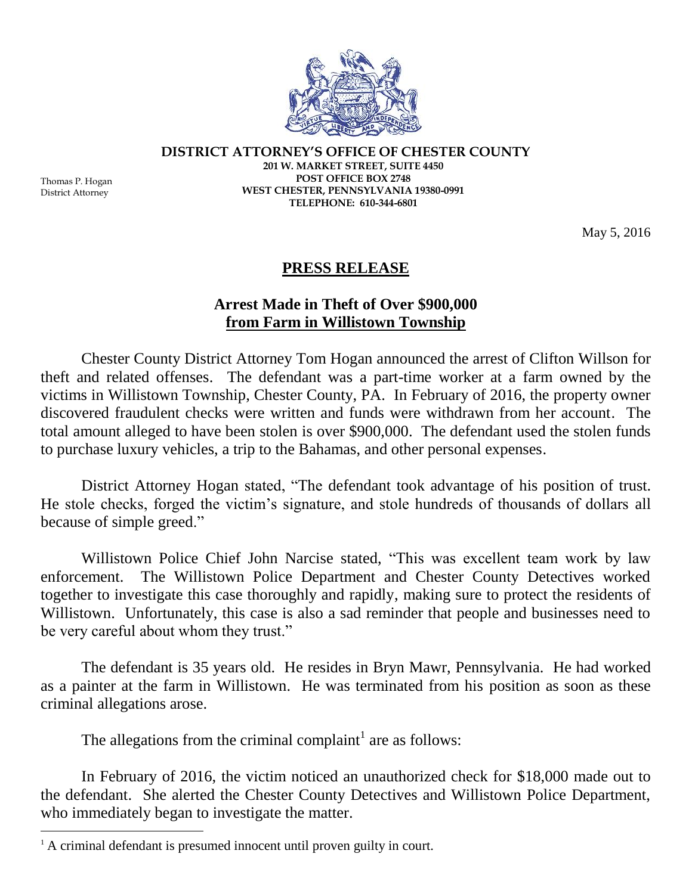**DISTRICT ATTORNEY'S OFFICE OF CHESTER COUNTY**
**201 W. MARKET STREET, SUITE 4450**
**POST OFFICE BOX 2748**
**WEST CHESTER, PENNSYLVANIA 19380-0991**
**TELEPHONE: 610-344-6801**

Thomas P. Hogan
District Attorney

May 5, 2016

## PRESS RELEASE

### Arrest Made in Theft of Over $900,000 from Farm in Willistown Township

Chester County District Attorney Tom Hogan announced the arrest of Clifton Willson for theft and related offenses. The defendant was a part-time worker at a farm owned by the victims in Willistown Township, Chester County, PA. In February of 2016, the property owner discovered fraudulent checks were written and funds were withdrawn from her account. The total amount alleged to have been stolen is over $900,000. The defendant used the stolen funds to purchase luxury vehicles, a trip to the Bahamas, and other personal expenses.

District Attorney Hogan stated, "The defendant took advantage of his position of trust. He stole checks, forged the victim's signature, and stole hundreds of thousands of dollars all because of simple greed."

Willistown Police Chief John Narcise stated, "This was excellent team work by law enforcement. The Willistown Police Department and Chester County Detectives worked together to investigate this case thoroughly and rapidly, making sure to protect the residents of Willistown. Unfortunately, this case is also a sad reminder that people and businesses need to be very careful about whom they trust."

The defendant is 35 years old. He resides in Bryn Mawr, Pennsylvania. He had worked as a painter at the farm in Willistown. He was terminated from his position as soon as these criminal allegations arose.

The allegations from the criminal complaint[1] are as follows:

In February of 2016, the victim noticed an unauthorized check for $18,000 made out to the defendant. She alerted the Chester County Detectives and Willistown Police Department, who immediately began to investigate the matter.

[1] A criminal defendant is presumed innocent until proven guilty in court.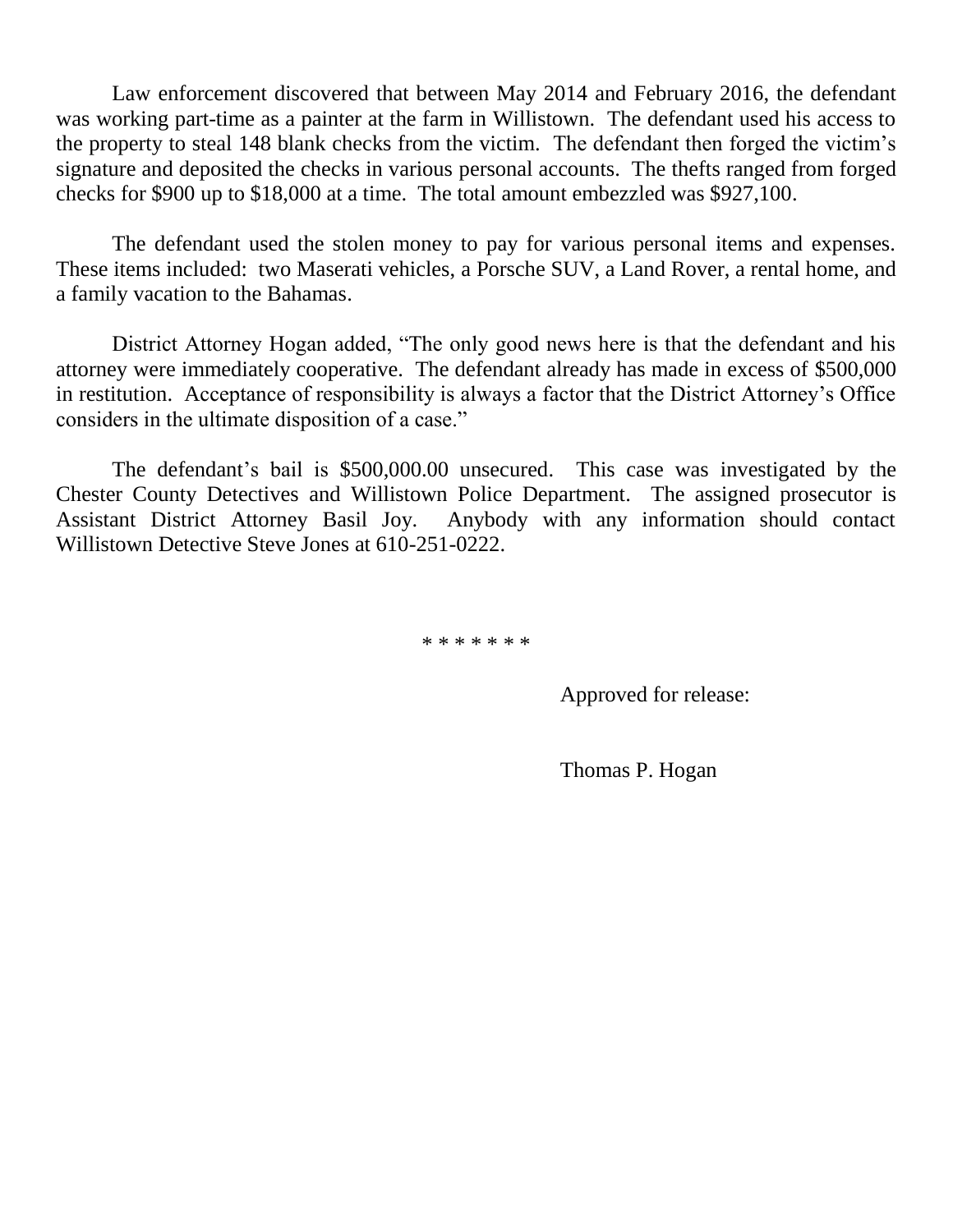Law enforcement discovered that between May 2014 and February 2016, the defendant was working part-time as a painter at the farm in Willistown. The defendant used his access to the property to steal 148 blank checks from the victim. The defendant then forged the victim's signature and deposited the checks in various personal accounts. The thefts ranged from forged checks for $900 up to $18,000 at a time. The total amount embezzled was $927,100.

The defendant used the stolen money to pay for various personal items and expenses. These items included: two Maserati vehicles, a Porsche SUV, a Land Rover, a rental home, and a family vacation to the Bahamas.

District Attorney Hogan added, "The only good news here is that the defendant and his attorney were immediately cooperative. The defendant already has made in excess of $500,000 in restitution. Acceptance of responsibility is always a factor that the District Attorney's Office considers in the ultimate disposition of a case."

The defendant's bail is $500,000.00 unsecured. This case was investigated by the Chester County Detectives and Willistown Police Department. The assigned prosecutor is Assistant District Attorney Basil Joy. Anybody with any information should contact Willistown Detective Steve Jones at 610-251-0222.

* * * * * * *

Approved for release:

Thomas P. Hogan